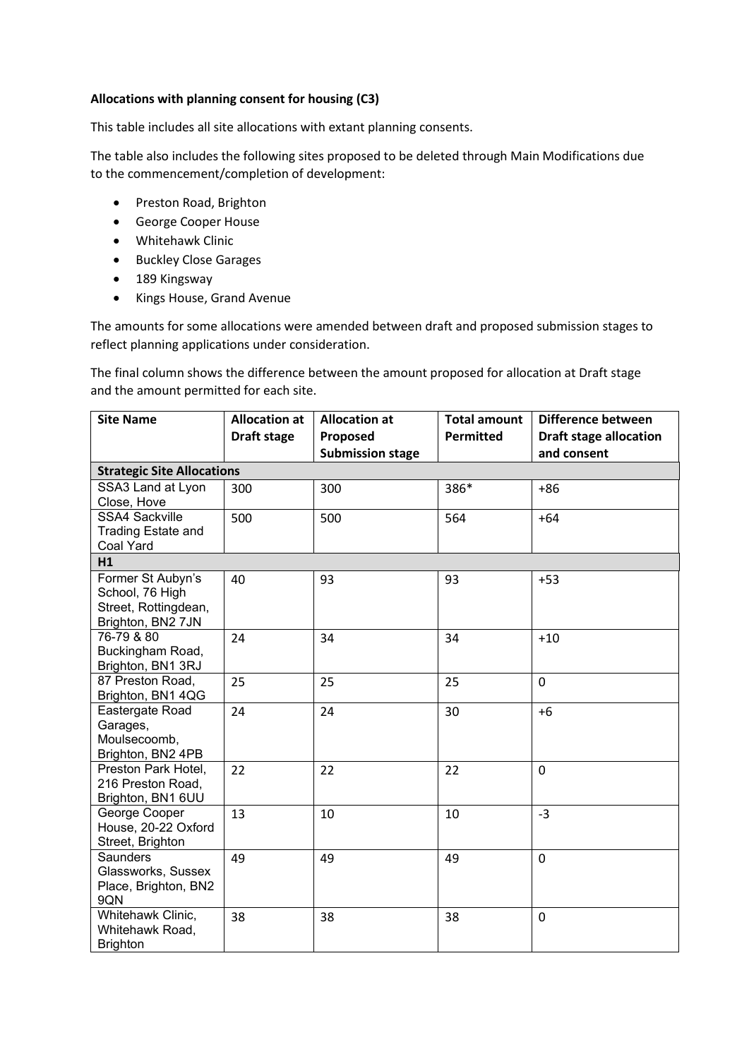**Allocations with planning consent for housing (C3)**

This table includes all site allocations with extant planning consents.

The table also includes the following sites proposed to be deleted through Main Modifications due to the commencement/completion of development:

- Preston Road, Brighton
- George Cooper House
- Whitehawk Clinic
- Buckley Close Garages
- 189 Kingsway
- Kings House, Grand Avenue

The amounts for some allocations were amended between draft and proposed submission stages to reflect planning applications under consideration.

The final column shows the difference between the amount proposed for allocation at Draft stage and the amount permitted for each site.

| Site Name | Allocation at Draft stage | Allocation at Proposed Submission stage | Total amount Permitted | Difference between Draft stage allocation and consent |
|---|---|---|---|---|
| **Strategic Site Allocations** | | | | |
| SSA3 Land at Lyon Close, Hove | 300 | 300 | 386* | +86 |
| SSA4 Sackville Trading Estate and Coal Yard | 500 | 500 | 564 | +64 |
| **H1** | | | | |
| Former St Aubyn's School, 76 High Street, Rottingdean, Brighton, BN2 7JN | 40 | 93 | 93 | +53 |
| 76-79 & 80 Buckingham Road, Brighton, BN1 3RJ | 24 | 34 | 34 | +10 |
| 87 Preston Road, Brighton, BN1 4QG | 25 | 25 | 25 | 0 |
| Eastergate Road Garages, Moulsecoomb, Brighton, BN2 4PB | 24 | 24 | 30 | +6 |
| Preston Park Hotel, 216 Preston Road, Brighton, BN1 6UU | 22 | 22 | 22 | 0 |
| George Cooper House, 20-22 Oxford Street, Brighton | 13 | 10 | 10 | -3 |
| Saunders Glassworks, Sussex Place, Brighton, BN2 9QN | 49 | 49 | 49 | 0 |
| Whitehawk Clinic, Whitehawk Road, Brighton | 38 | 38 | 38 | 0 |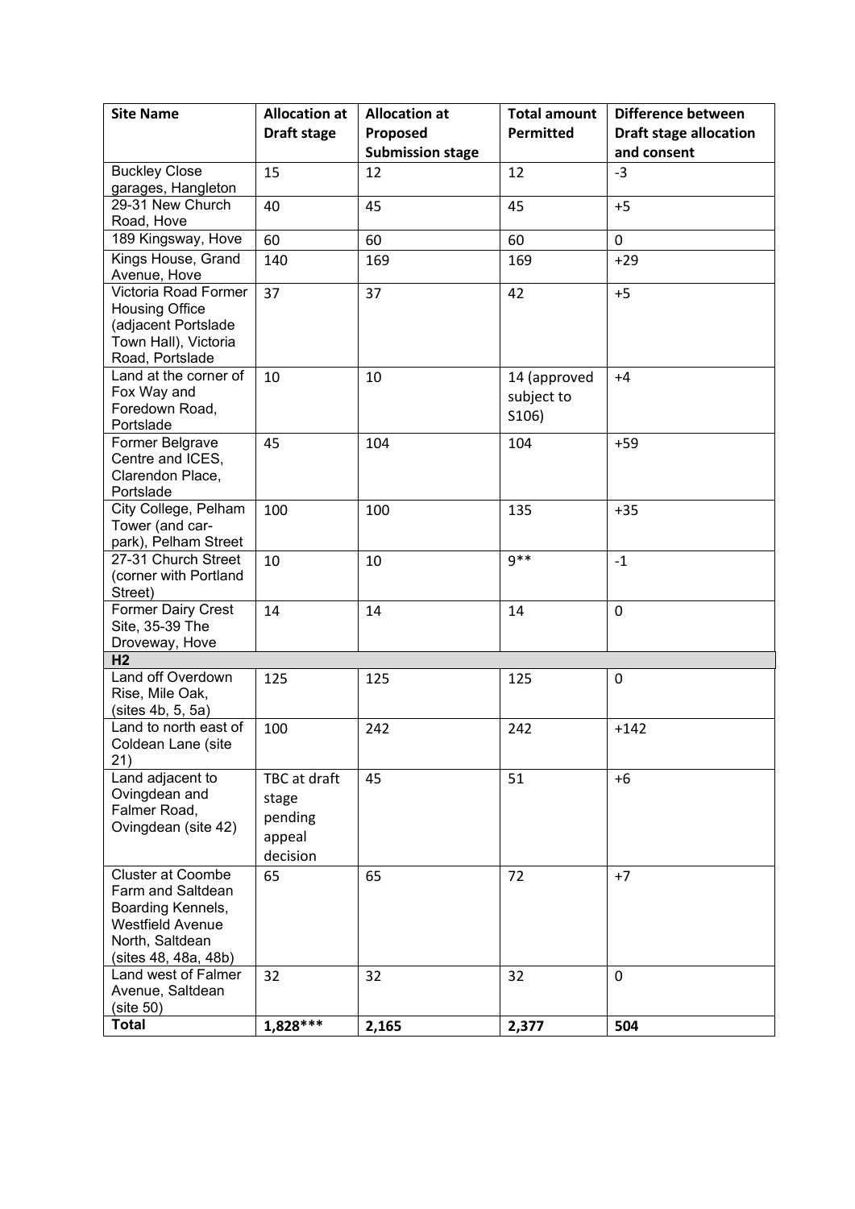| Site Name | Allocation at Draft stage | Allocation at Proposed Submission stage | Total amount Permitted | Difference between Draft stage allocation and consent |
|---|---|---|---|---|
| Buckley Close garages, Hangleton | 15 | 12 | 12 | -3 |
| 29-31 New Church Road, Hove | 40 | 45 | 45 | +5 |
| 189 Kingsway, Hove | 60 | 60 | 60 | 0 |
| Kings House, Grand Avenue, Hove | 140 | 169 | 169 | +29 |
| Victoria Road Former Housing Office (adjacent Portslade Town Hall), Victoria Road, Portslade | 37 | 37 | 42 | +5 |
| Land at the corner of Fox Way and Foredown Road, Portslade | 10 | 10 | 14 (approved subject to S106) | +4 |
| Former Belgrave Centre and ICES, Clarendon Place, Portslade | 45 | 104 | 104 | +59 |
| City College, Pelham Tower (and car-park), Pelham Street | 100 | 100 | 135 | +35 |
| 27-31 Church Street (corner with Portland Street) | 10 | 10 | 9** | -1 |
| Former Dairy Crest Site, 35-39 The Droveway, Hove | 14 | 14 | 14 | 0 |
| **H2** | | | | |
| Land off Overdown Rise, Mile Oak, (sites 4b, 5, 5a) | 125 | 125 | 125 | 0 |
| Land to north east of Coldean Lane (site 21) | 100 | 242 | 242 | +142 |
| Land adjacent to Ovingdean and Falmer Road, Ovingdean (site 42) | TBC at draft stage pending appeal decision | 45 | 51 | +6 |
| Cluster at Coombe Farm and Saltdean Boarding Kennels, Westfield Avenue North, Saltdean (sites 48, 48a, 48b) | 65 | 65 | 72 | +7 |
| Land west of Falmer Avenue, Saltdean (site 50) | 32 | 32 | 32 | 0 |
| **Total** | **1,828*** ** | **2,165** | **2,377** | **504** |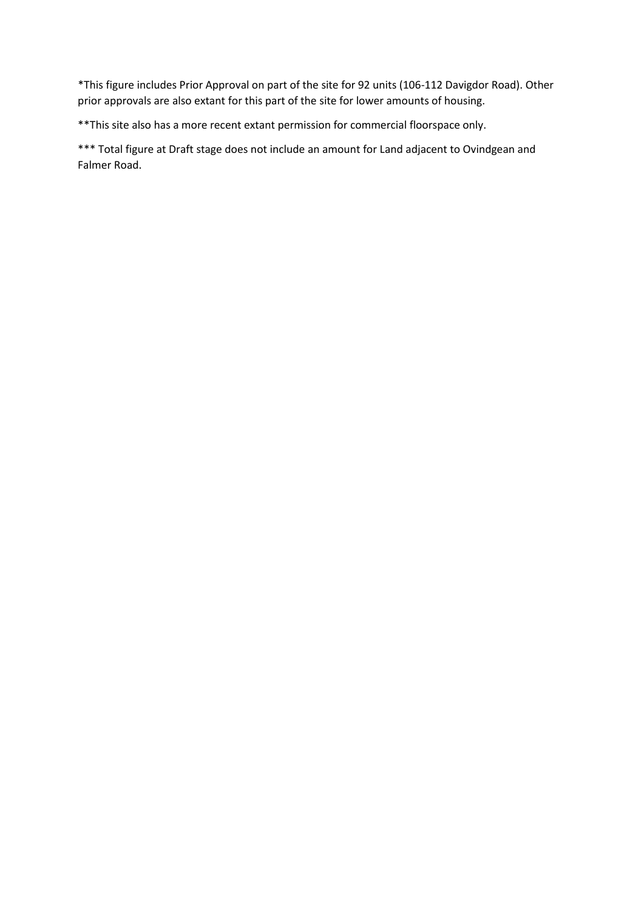*This figure includes Prior Approval on part of the site for 92 units (106-112 Davigdor Road). Other prior approvals are also extant for this part of the site for lower amounts of housing.

**This site also has a more recent extant permission for commercial floorspace only.

*** Total figure at Draft stage does not include an amount for Land adjacent to Ovindgean and Falmer Road.